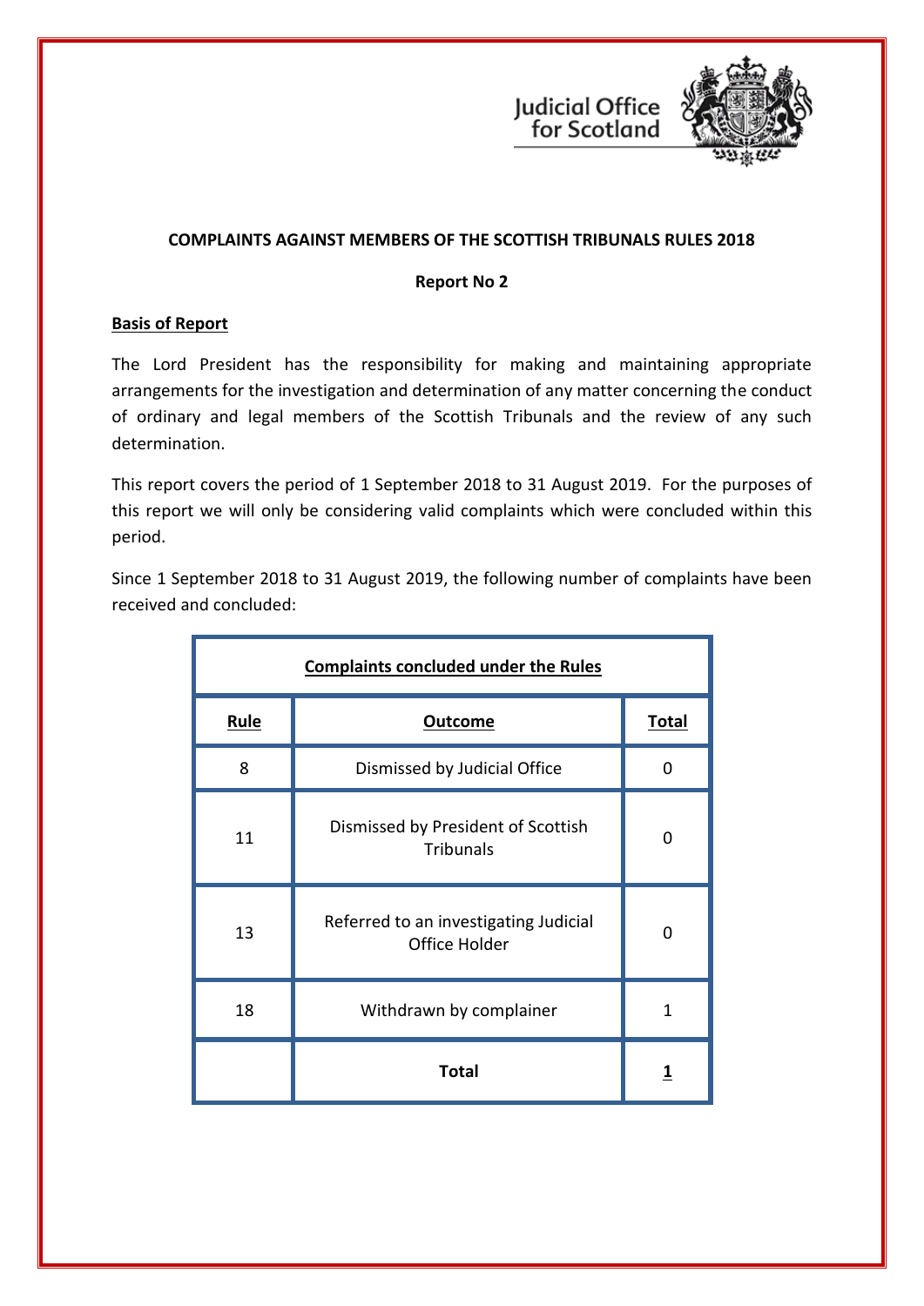Judicial Office
for Scotland

**COMPLAINTS AGAINST MEMBERS OF THE SCOTTISH TRIBUNALS RULES 2018**

**Report No 2**

## Basis of Report

The Lord President has the responsibility for making and maintaining appropriate arrangements for the investigation and determination of any matter concerning the conduct of ordinary and legal members of the Scottish Tribunals and the review of any such determination.

This report covers the period of 1 September 2018 to 31 August 2019. For the purposes of this report we will only be considering valid complaints which were concluded within this period.

Since 1 September 2018 to 31 August 2019, the following number of complaints have been received and concluded:

| **Complaints concluded under the Rules** | | |
|---|---|---|
| **Rule** | **Outcome** | **Total** |
| 8 | Dismissed by Judicial Office | 0 |
| 11 | Dismissed by President of Scottish Tribunals | 0 |
| 13 | Referred to an investigating Judicial Office Holder | 0 |
| 18 | Withdrawn by complainer | 1 |
| | **Total** | **1** |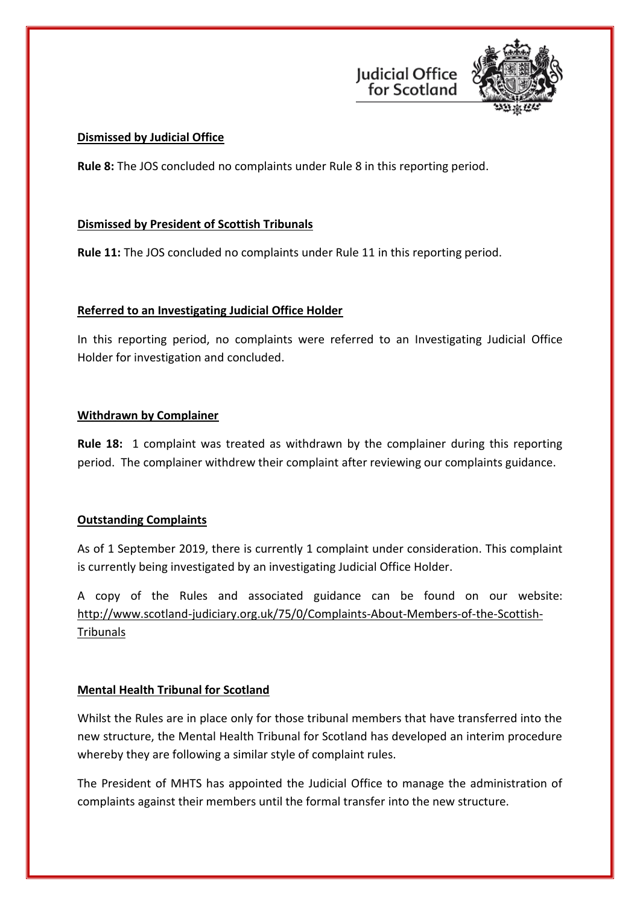**Dismissed by Judicial Office**

**Rule 8:** The JOS concluded no complaints under Rule 8 in this reporting period.

**Dismissed by President of Scottish Tribunals**

**Rule 11:** The JOS concluded no complaints under Rule 11 in this reporting period.

**Referred to an Investigating Judicial Office Holder**

In this reporting period, no complaints were referred to an Investigating Judicial Office Holder for investigation and concluded.

**Withdrawn by Complainer**

**Rule 18:** 1 complaint was treated as withdrawn by the complainer during this reporting period. The complainer withdrew their complaint after reviewing our complaints guidance.

**Outstanding Complaints**

As of 1 September 2019, there is currently 1 complaint under consideration. This complaint is currently being investigated by an investigating Judicial Office Holder.

A copy of the Rules and associated guidance can be found on our website: http://www.scotland-judiciary.org.uk/75/0/Complaints-About-Members-of-the-Scottish-Tribunals

**Mental Health Tribunal for Scotland**

Whilst the Rules are in place only for those tribunal members that have transferred into the new structure, the Mental Health Tribunal for Scotland has developed an interim procedure whereby they are following a similar style of complaint rules.

The President of MHTS has appointed the Judicial Office to manage the administration of complaints against their members until the formal transfer into the new structure.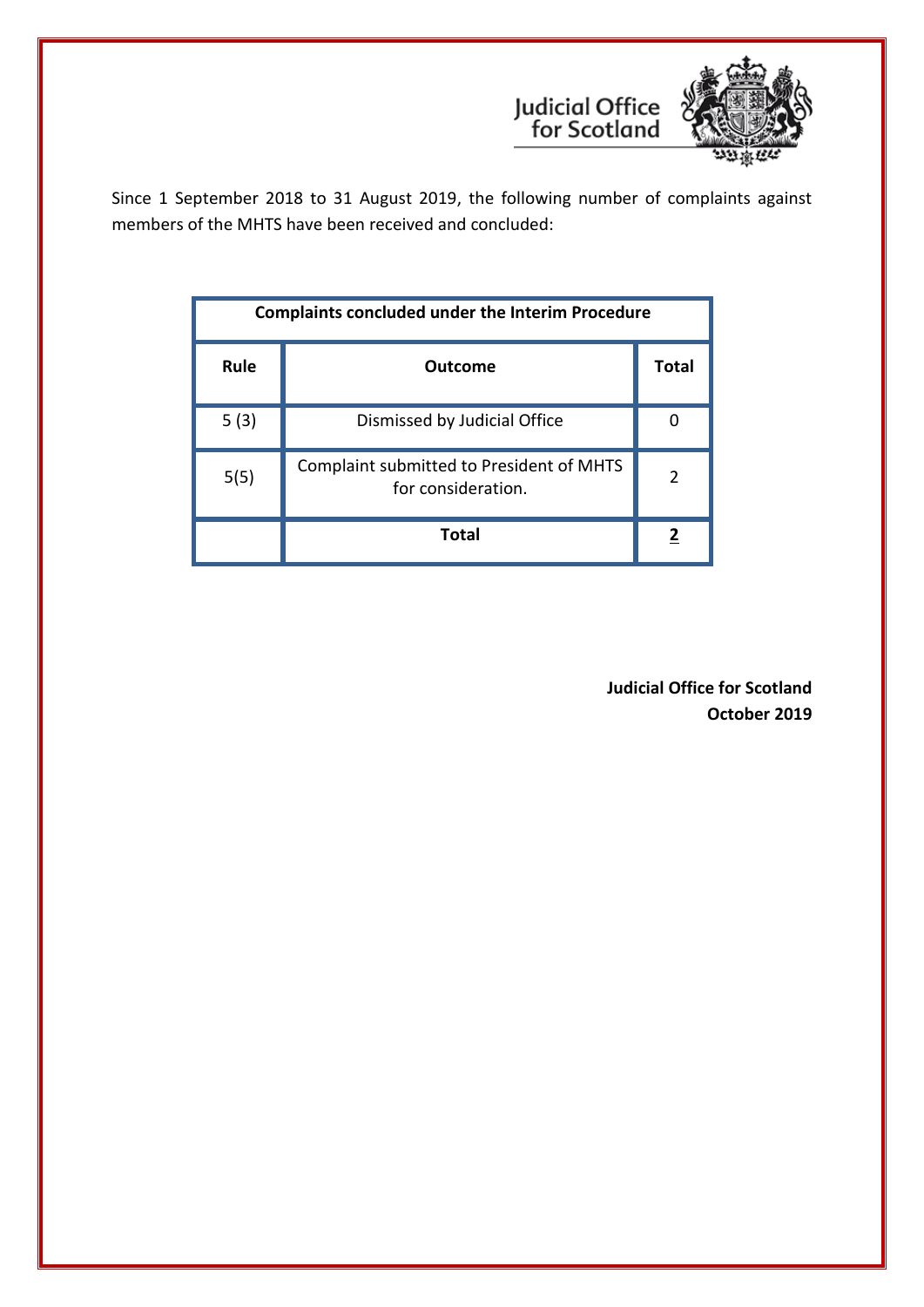Judicial Office for Scotland

Since 1 September 2018 to 31 August 2019, the following number of complaints against members of the MHTS have been received and concluded:

| Complaints concluded under the Interim Procedure | | |
|---|---|---|
| **Rule** | **Outcome** | **Total** |
| 5 (3) | Dismissed by Judicial Office | 0 |
| 5(5) | Complaint submitted to President of MHTS for consideration. | 2 |
| | **Total** | **2** |

**Judicial Office for Scotland**
**October 2019**